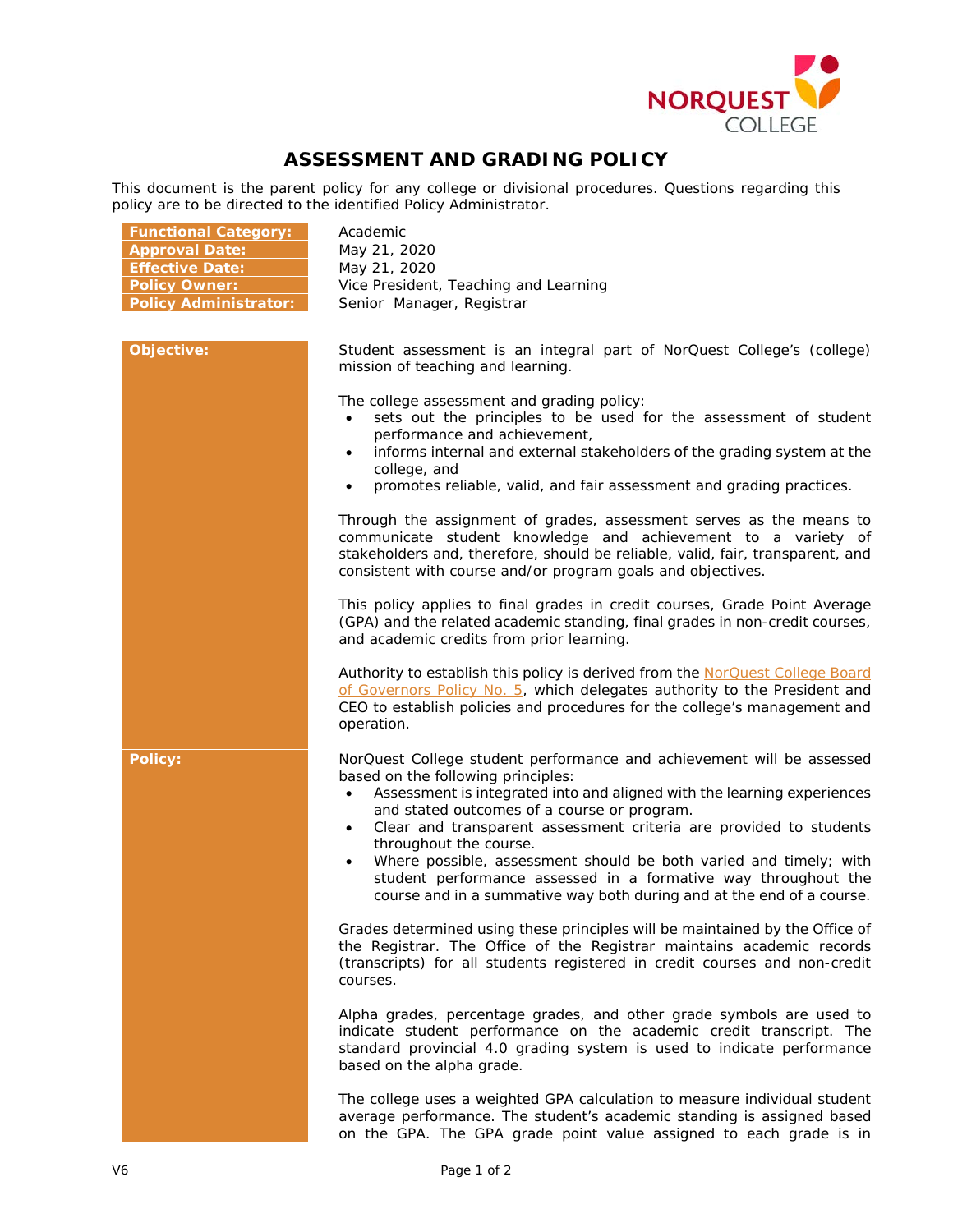# ASSESSMENT AND GRADING POLICY

This document is the parent policy for any college or divisional procedures. Questions regarding this policy are to be directed to the identified Policy Administrator.

| | |
|---|---|
| **Functional Category:** | Academic |
| **Approval Date:** | May 21, 2020 |
| **Effective Date:** | May 21, 2020 |
| **Policy Owner:** | Vice President, Teaching and Learning |
| **Policy Administrator:** | Senior Manager, Registrar |

## Objective:

Student assessment is an integral part of NorQuest College's (college) mission of teaching and learning.

The college assessment and grading policy:

- sets out the principles to be used for the assessment of student performance and achievement,
- informs internal and external stakeholders of the grading system at the college, and
- promotes reliable, valid, and fair assessment and grading practices.

Through the assignment of grades, assessment serves as the means to communicate student knowledge and achievement to a variety of stakeholders and, therefore, should be reliable, valid, fair, transparent, and consistent with course and/or program goals and objectives.

This policy applies to final grades in credit courses, Grade Point Average (GPA) and the related academic standing, final grades in non-credit courses, and academic credits from prior learning.

Authority to establish this policy is derived from the NorQuest College Board of Governors Policy No. 5, which delegates authority to the President and CEO to establish policies and procedures for the college's management and operation.

## Policy:

NorQuest College student performance and achievement will be assessed based on the following principles:

- Assessment is integrated into and aligned with the learning experiences and stated outcomes of a course or program.
- Clear and transparent assessment criteria are provided to students throughout the course.
- Where possible, assessment should be both varied and timely; with student performance assessed in a formative way throughout the course and in a summative way both during and at the end of a course.

Grades determined using these principles will be maintained by the Office of the Registrar. The Office of the Registrar maintains academic records (transcripts) for all students registered in credit courses and non-credit courses.

Alpha grades, percentage grades, and other grade symbols are used to indicate student performance on the academic credit transcript. The standard provincial 4.0 grading system is used to indicate performance based on the alpha grade.

The college uses a weighted GPA calculation to measure individual student average performance. The student's academic standing is assigned based on the GPA. The GPA grade point value assigned to each grade is in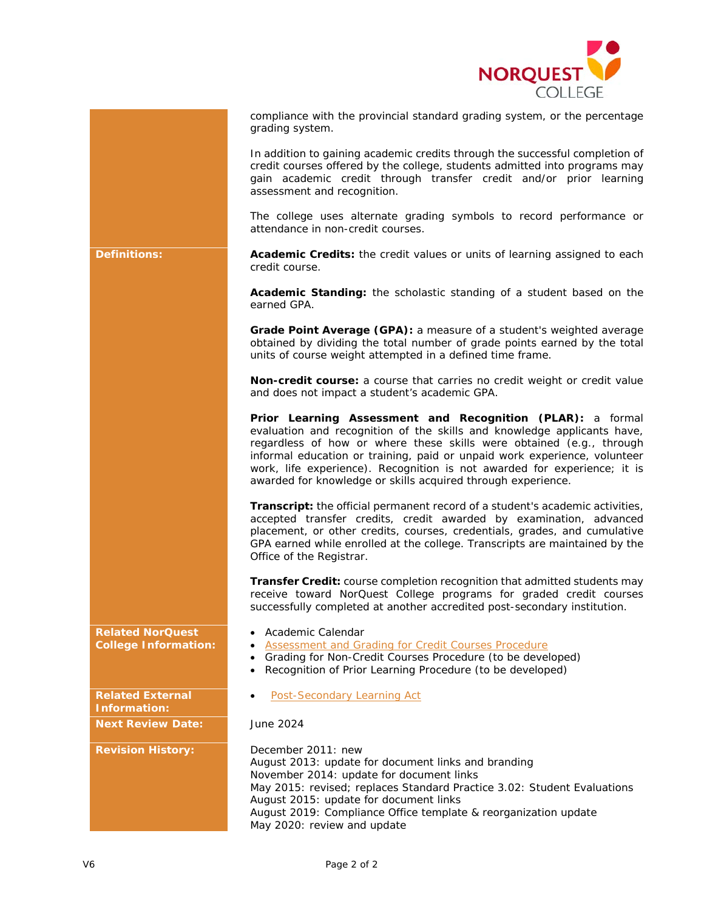compliance with the provincial standard grading system, or the percentage grading system.

In addition to gaining academic credits through the successful completion of credit courses offered by the college, students admitted into programs may gain academic credit through transfer credit and/or prior learning assessment and recognition.

The college uses alternate grading symbols to record performance or attendance in non-credit courses.

**Definitions:**

**Academic Credits:** the credit values or units of learning assigned to each credit course.

**Academic Standing:** the scholastic standing of a student based on the earned GPA.

**Grade Point Average (GPA):** a measure of a student's weighted average obtained by dividing the total number of grade points earned by the total units of course weight attempted in a defined time frame.

**Non-credit course:** a course that carries no credit weight or credit value and does not impact a student's academic GPA.

**Prior Learning Assessment and Recognition (PLAR):** a formal evaluation and recognition of the skills and knowledge applicants have, regardless of how or where these skills were obtained (e.g., through informal education or training, paid or unpaid work experience, volunteer work, life experience). Recognition is not awarded for experience; it is awarded for knowledge or skills acquired through experience.

**Transcript:** the official permanent record of a student's academic activities, accepted transfer credits, credit awarded by examination, advanced placement, or other credits, courses, credentials, grades, and cumulative GPA earned while enrolled at the college. Transcripts are maintained by the Office of the Registrar.

**Transfer Credit:** course completion recognition that admitted students may receive toward NorQuest College programs for graded credit courses successfully completed at another accredited post-secondary institution.

**Related NorQuest College Information:**

- Academic Calendar
- Assessment and Grading for Credit Courses Procedure
- Grading for Non-Credit Courses Procedure (to be developed)
- Recognition of Prior Learning Procedure (to be developed)

**Related External Information:**

- Post-Secondary Learning Act

**Next Review Date:** June 2024

**Revision History:**

December 2011: new
August 2013: update for document links and branding
November 2014: update for document links
May 2015: revised; replaces Standard Practice 3.02: Student Evaluations
August 2015: update for document links
August 2019: Compliance Office template & reorganization update
May 2020: review and update